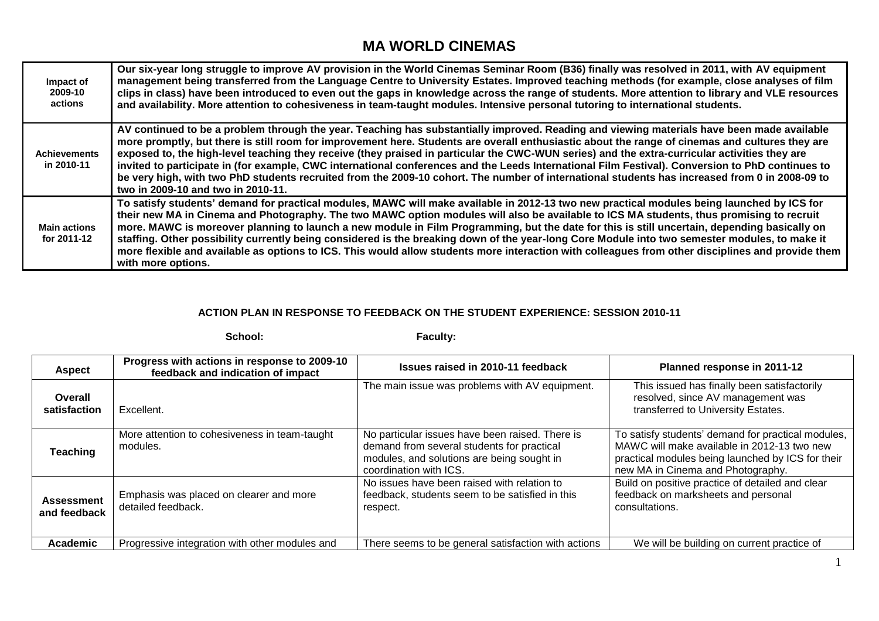# MA WORLD CINEMAS

| | |
|---|---|
| **Impact of 2009-10 actions** | **Our six-year long struggle to improve AV provision in the World Cinemas Seminar Room (B36) finally was resolved in 2011, with AV equipment management being transferred from the Language Centre to University Estates. Improved teaching methods (for example, close analyses of film clips in class) have been introduced to even out the gaps in knowledge across the range of students. More attention to library and VLE resources and availability. More attention to cohesiveness in team-taught modules. Intensive personal tutoring to international students.** |
| **Achievements in 2010-11** | **AV continued to be a problem through the year. Teaching has substantially improved. Reading and viewing materials have been made available more promptly, but there is still room for improvement here. Students are overall enthusiastic about the range of cinemas and cultures they are exposed to, the high-level teaching they receive (they praised in particular the CWC-WUN series) and the extra-curricular activities they are invited to participate in (for example, CWC international conferences and the Leeds International Film Festival). Conversion to PhD continues to be very high, with two PhD students recruited from the 2009-10 cohort. The number of international students has increased from 0 in 2008-09 to two in 2009-10 and two in 2010-11.** |
| **Main actions for 2011-12** | **To satisfy students' demand for practical modules, MAWC will make available in 2012-13 two new practical modules being launched by ICS for their new MA in Cinema and Photography. The two MAWC option modules will also be available to ICS MA students, thus promising to recruit more. MAWC is moreover planning to launch a new module in Film Programming, but the date for this is still uncertain, depending basically on staffing. Other possibility currently being considered is the breaking down of the year-long Core Module into two semester modules, to make it more flexible and available as options to ICS. This would allow students more interaction with colleagues from other disciplines and provide them with more options.** |

**ACTION PLAN IN RESPONSE TO FEEDBACK ON THE STUDENT EXPERIENCE: SESSION 2010-11**

**School:** **Faculty:**

| Aspect | Progress with actions in response to 2009-10 feedback and indication of impact | Issues raised in 2010-11 feedback | Planned response in 2011-12 |
|---|---|---|---|
| **Overall satisfaction** | Excellent. | The main issue was problems with AV equipment. | This issued has finally been satisfactorily resolved, since AV management was transferred to University Estates. |
| **Teaching** | More attention to cohesiveness in team-taught modules. | No particular issues have been raised. There is demand from several students for practical modules, and solutions are being sought in coordination with ICS. | To satisfy students' demand for practical modules, MAWC will make available in 2012-13 two new practical modules being launched by ICS for their new MA in Cinema and Photography. |
| **Assessment and feedback** | Emphasis was placed on clearer and more detailed feedback. | No issues have been raised with relation to feedback, students seem to be satisfied in this respect. | Build on positive practice of detailed and clear feedback on marksheets and personal consultations. |
| **Academic** | Progressive integration with other modules and | There seems to be general satisfaction with actions | We will be building on current practice of |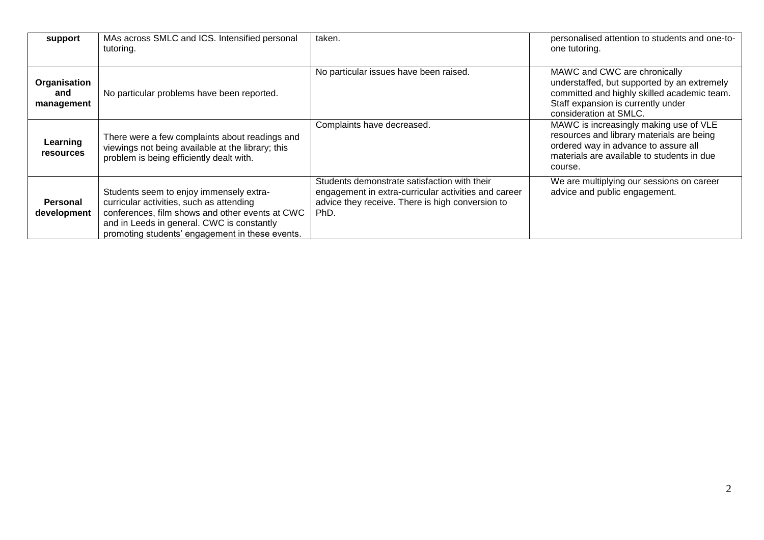| | | | |
|---|---|---|---|
| **support** | MAs across SMLC and ICS. Intensified personal tutoring. | taken. | personalised attention to students and one-to-one tutoring. |
| **Organisation and management** | No particular problems have been reported. | No particular issues have been raised. | MAWC and CWC are chronically understaffed, but supported by an extremely committed and highly skilled academic team. Staff expansion is currently under consideration at SMLC. |
| **Learning resources** | There were a few complaints about readings and viewings not being available at the library; this problem is being efficiently dealt with. | Complaints have decreased. | MAWC is increasingly making use of VLE resources and library materials are being ordered way in advance to assure all materials are available to students in due course. |
| **Personal development** | Students seem to enjoy immensely extra-curricular activities, such as attending conferences, film shows and other events at CWC and in Leeds in general. CWC is constantly promoting students' engagement in these events. | Students demonstrate satisfaction with their engagement in extra-curricular activities and career advice they receive. There is high conversion to PhD. | We are multiplying our sessions on career advice and public engagement. |